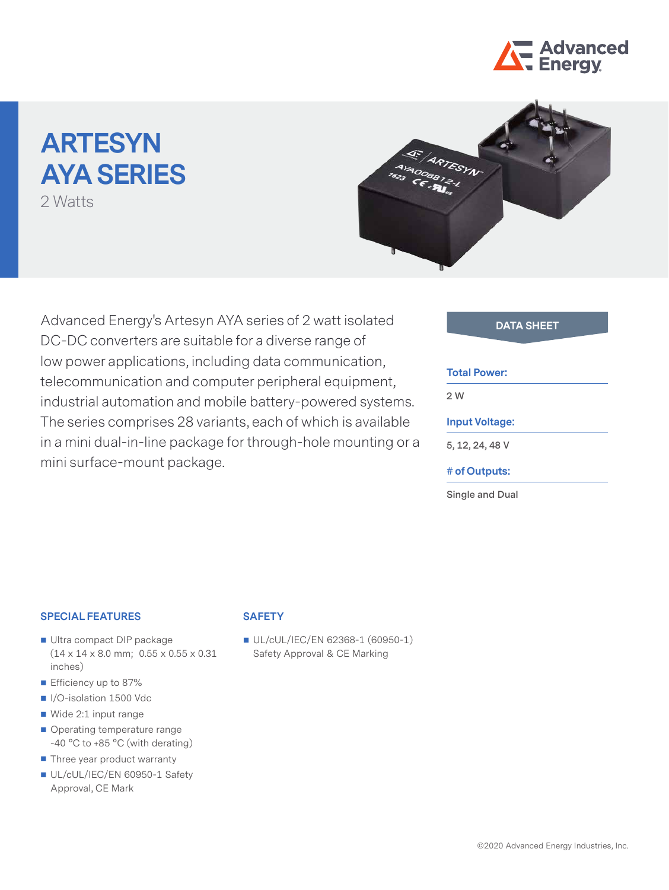# ARTESYN AYA SERIES

2 Watts

Advanced Energy's Artesyn AYA series of 2 watt isolated DC-DC converters are suitable for a diverse range of low power applications, including data communication, telecommunication and computer peripheral equipment, industrial automation and mobile battery-powered systems. The series comprises 28 variants, each of which is available in a mini dual-in-line package for through-hole mounting or a mini surface-mount package.

**DATA SHEET**

**Total Power:**

2 W

**Input Voltage:**

5, 12, 24, 48 V

**# of Outputs:**

Single and Dual

### SPECIAL FEATURES

- Ultra compact DIP package (14 x 14 x 8.0 mm; 0.55 x 0.55 x 0.31 inches)
- Efficiency up to 87%
- I/O-isolation 1500 Vdc
- Wide 2:1 input range
- Operating temperature range -40 °C to +85 °C (with derating)
- Three year product warranty
- UL/cUL/IEC/EN 60950-1 Safety Approval, CE Mark

### SAFETY

- UL/cUL/IEC/EN 62368-1 (60950-1) Safety Approval & CE Marking

©2020 Advanced Energy Industries, Inc.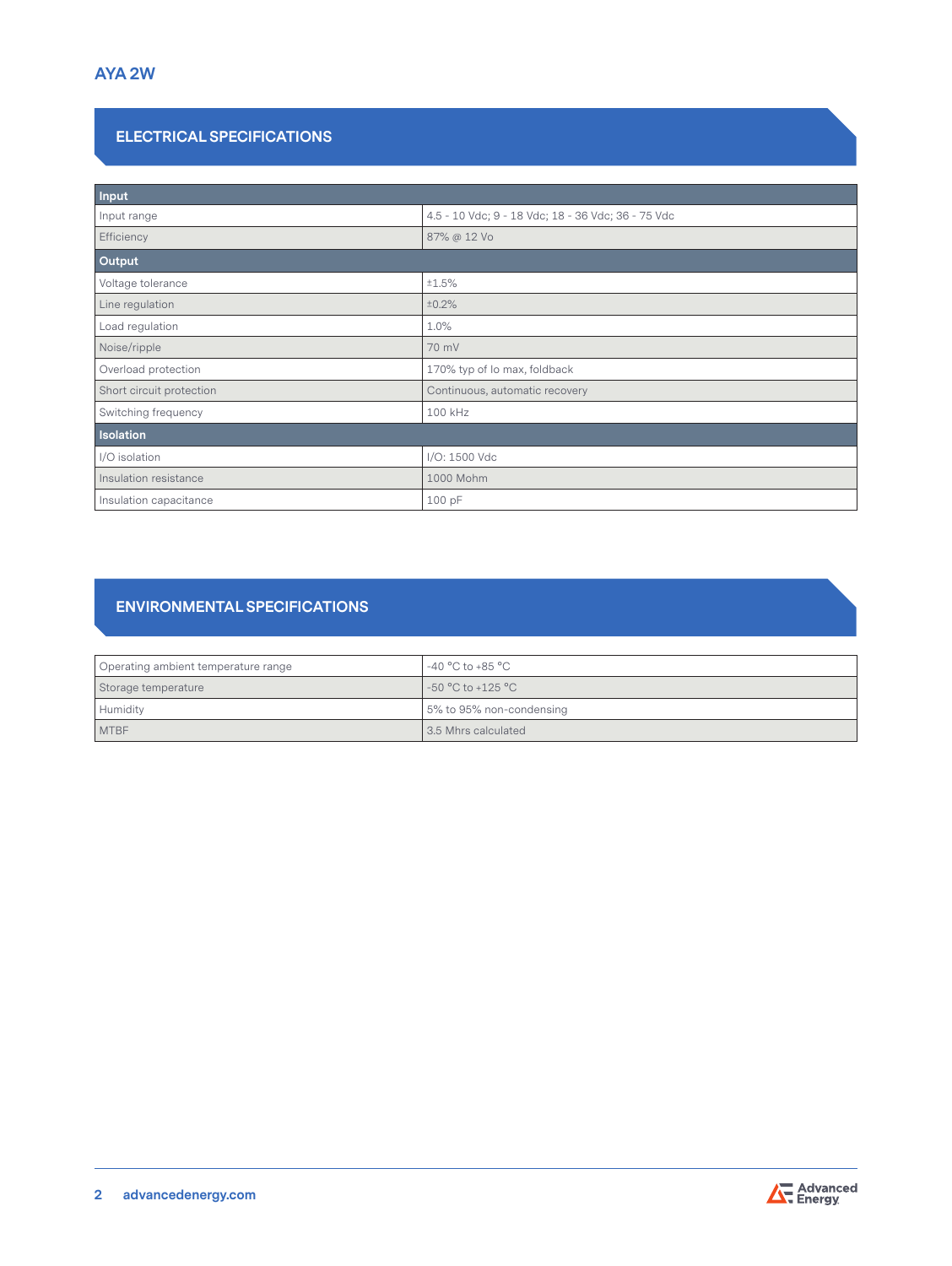# AYA 2W

## ELECTRICAL SPECIFICATIONS

| Input | |
|---|---|
| Input range | 4.5 - 10 Vdc; 9 - 18 Vdc; 18 - 36 Vdc; 36 - 75 Vdc |
| Efficiency | 87% @ 12 Vo |
| **Output** | |
| Voltage tolerance | ±1.5% |
| Line regulation | ±0.2% |
| Load regulation | 1.0% |
| Noise/ripple | 70 mV |
| Overload protection | 170% typ of Io max, foldback |
| Short circuit protection | Continuous, automatic recovery |
| Switching frequency | 100 kHz |
| **Isolation** | |
| I/O isolation | I/O: 1500 Vdc |
| Insulation resistance | 1000 Mohm |
| Insulation capacitance | 100 pF |

## ENVIRONMENTAL SPECIFICATIONS

| | |
|---|---|
| Operating ambient temperature range | -40 °C to +85 °C |
| Storage temperature | -50 °C to +125 °C |
| Humidity | 5% to 95% non-condensing |
| MTBF | 3.5 Mhrs calculated |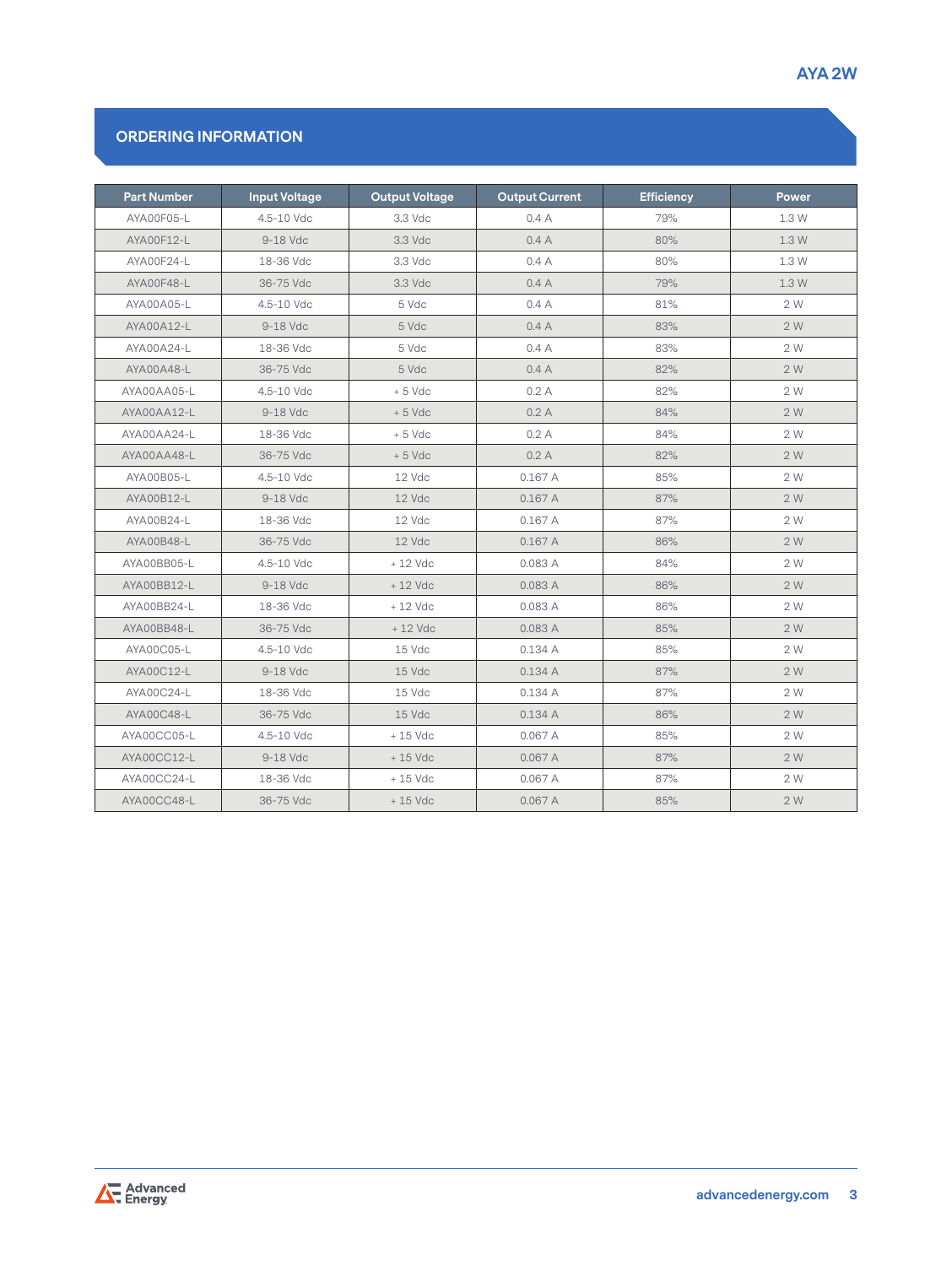## ORDERING INFORMATION

| Part Number | Input Voltage | Output Voltage | Output Current | Efficiency | Power |
|---|---|---|---|---|---|
| AYA00F05-L | 4.5-10 Vdc | 3.3 Vdc | 0.4 A | 79% | 1.3 W |
| AYA00F12-L | 9-18 Vdc | 3.3 Vdc | 0.4 A | 80% | 1.3 W |
| AYA00F24-L | 18-36 Vdc | 3.3 Vdc | 0.4 A | 80% | 1.3 W |
| AYA00F48-L | 36-75 Vdc | 3.3 Vdc | 0.4 A | 79% | 1.3 W |
| AYA00A05-L | 4.5-10 Vdc | 5 Vdc | 0.4 A | 81% | 2 W |
| AYA00A12-L | 9-18 Vdc | 5 Vdc | 0.4 A | 83% | 2 W |
| AYA00A24-L | 18-36 Vdc | 5 Vdc | 0.4 A | 83% | 2 W |
| AYA00A48-L | 36-75 Vdc | 5 Vdc | 0.4 A | 82% | 2 W |
| AYA00AA05-L | 4.5-10 Vdc | + 5 Vdc | 0.2 A | 82% | 2 W |
| AYA00AA12-L | 9-18 Vdc | + 5 Vdc | 0.2 A | 84% | 2 W |
| AYA00AA24-L | 18-36 Vdc | + 5 Vdc | 0.2 A | 84% | 2 W |
| AYA00AA48-L | 36-75 Vdc | + 5 Vdc | 0.2 A | 82% | 2 W |
| AYA00B05-L | 4.5-10 Vdc | 12 Vdc | 0.167 A | 85% | 2 W |
| AYA00B12-L | 9-18 Vdc | 12 Vdc | 0.167 A | 87% | 2 W |
| AYA00B24-L | 18-36 Vdc | 12 Vdc | 0.167 A | 87% | 2 W |
| AYA00B48-L | 36-75 Vdc | 12 Vdc | 0.167 A | 86% | 2 W |
| AYA00BB05-L | 4.5-10 Vdc | + 12 Vdc | 0.083 A | 84% | 2 W |
| AYA00BB12-L | 9-18 Vdc | + 12 Vdc | 0.083 A | 86% | 2 W |
| AYA00BB24-L | 18-36 Vdc | + 12 Vdc | 0.083 A | 86% | 2 W |
| AYA00BB48-L | 36-75 Vdc | + 12 Vdc | 0.083 A | 85% | 2 W |
| AYA00C05-L | 4.5-10 Vdc | 15 Vdc | 0.134 A | 85% | 2 W |
| AYA00C12-L | 9-18 Vdc | 15 Vdc | 0.134 A | 87% | 2 W |
| AYA00C24-L | 18-36 Vdc | 15 Vdc | 0.134 A | 87% | 2 W |
| AYA00C48-L | 36-75 Vdc | 15 Vdc | 0.134 A | 86% | 2 W |
| AYA00CC05-L | 4.5-10 Vdc | + 15 Vdc | 0.067 A | 85% | 2 W |
| AYA00CC12-L | 9-18 Vdc | + 15 Vdc | 0.067 A | 87% | 2 W |
| AYA00CC24-L | 18-36 Vdc | + 15 Vdc | 0.067 A | 87% | 2 W |
| AYA00CC48-L | 36-75 Vdc | + 15 Vdc | 0.067 A | 85% | 2 W |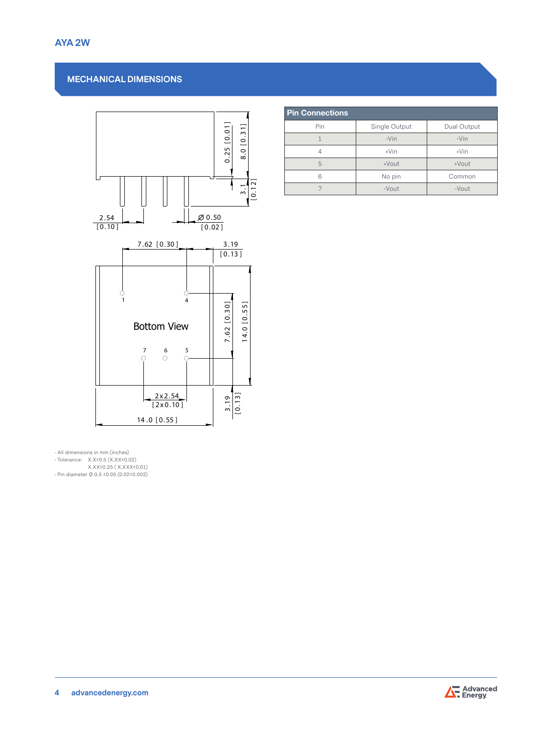## MECHANICAL DIMENSIONS

| Pin Connections | | |
|---|---|---|
| Pin | Single Output | Dual Output |
| 1 | -Vin | -Vin |
| 4 | +Vin | +Vin |
| 5 | +Vout | +Vout |
| 6 | No pin | Common |
| 7 | -Vout | -Vout |

- All dimensions in mm (inches)
- Tolerance: X.X±0.5 (X.XX±0.02)
  X.XX±0.25 ( X.XXX±0.01)
- Pin diameter Ø 0.5 ±0.05 (0.02±0.002)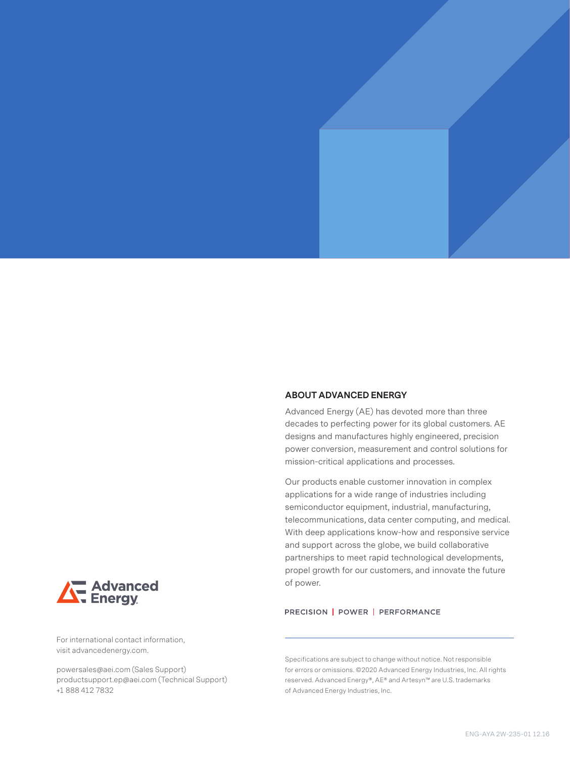## ABOUT ADVANCED ENERGY

Advanced Energy (AE) has devoted more than three decades to perfecting power for its global customers. AE designs and manufactures highly engineered, precision power conversion, measurement and control solutions for mission-critical applications and processes.

Our products enable customer innovation in complex applications for a wide range of industries including semiconductor equipment, industrial, manufacturing, telecommunications, data center computing, and medical. With deep applications know-how and responsive service and support across the globe, we build collaborative partnerships to meet rapid technological developments, propel growth for our customers, and innovate the future of power.

PRECISION | POWER | PERFORMANCE

Advanced Energy

For international contact information, visit advancedenergy.com.

powersales@aei.com (Sales Support)
productsupport.ep@aei.com (Technical Support)
+1 888 412 7832

Specifications are subject to change without notice. Not responsible for errors or omissions. ©2020 Advanced Energy Industries, Inc. All rights reserved. Advanced Energy®, AE® and Artesyn™ are U.S. trademarks of Advanced Energy Industries, Inc.

ENG-AYA 2W-235-01 12.16